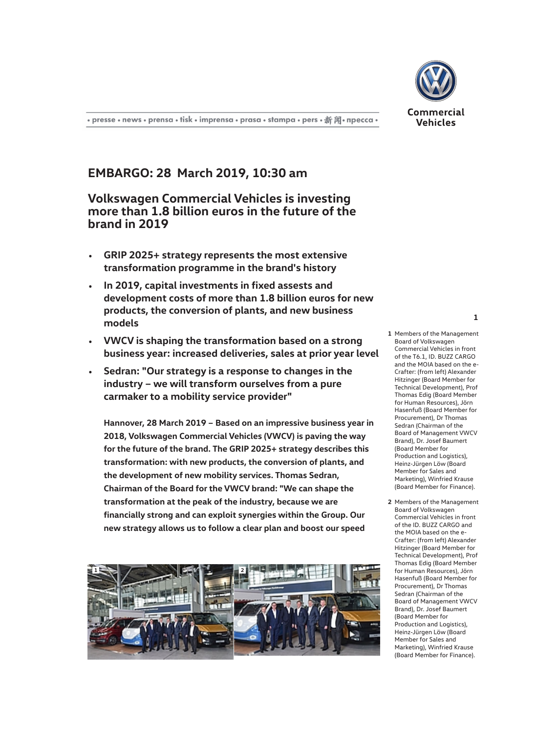**EMBARGO: 28 March 2019, 10:30 am**

# Volkswagen Commercial Vehicles is investing more than 1.8 billion euros in the future of the brand in 2019

- **GRIP 2025+ strategy represents the most extensive transformation programme in the brand's history**
- **In 2019, capital investments in fixed assests and development costs of more than 1.8 billion euros for new products, the conversion of plants, and new business models**
- **VWCV is shaping the transformation based on a strong business year: increased deliveries, sales at prior year level**
- **Sedran: "Our strategy is a response to changes in the industry – we will transform ourselves from a pure carmaker to a mobility service provider"**

**Hannover, 28 March 2019 – Based on an impressive business year in 2018, Volkswagen Commercial Vehicles (VWCV) is paving the way for the future of the brand. The GRIP 2025+ strategy describes this transformation: with new products, the conversion of plants, and the development of new mobility services. Thomas Sedran, Chairman of the Board for the VWCV brand: "We can shape the transformation at the peak of the industry, because we are financially strong and can exploit synergies within the Group. Our new strategy allows us to follow a clear plan and boost our speed**

1 Members of the Management Board of Volkswagen Commercial Vehicles in front of the T6.1, ID. BUZZ CARGO and the MOIA based on the e-Crafter: (from left) Alexander Hitzinger (Board Member for Technical Development), Prof Thomas Edig (Board Member for Human Resources), Jörn Hasenfuß (Board Member for Procurement), Dr Thomas Sedran (Chairman of the Board of Management VWCV Brand), Dr. Josef Baumert (Board Member for Production and Logistics), Heinz-Jürgen Löw (Board Member for Sales and Marketing), Winfried Krause (Board Member for Finance).

2 Members of the Management Board of Volkswagen Commercial Vehicles in front of the ID. BUZZ CARGO and the MOIA based on the e-Crafter: (from left) Alexander Hitzinger (Board Member for Technical Development), Prof Thomas Edig (Board Member for Human Resources), Jörn Hasenfuß (Board Member for Procurement), Dr Thomas Sedran (Chairman of the Board of Management VWCV Brand), Dr. Josef Baumert (Board Member for Production and Logistics), Heinz-Jürgen Löw (Board Member for Sales and Marketing), Winfried Krause (Board Member for Finance).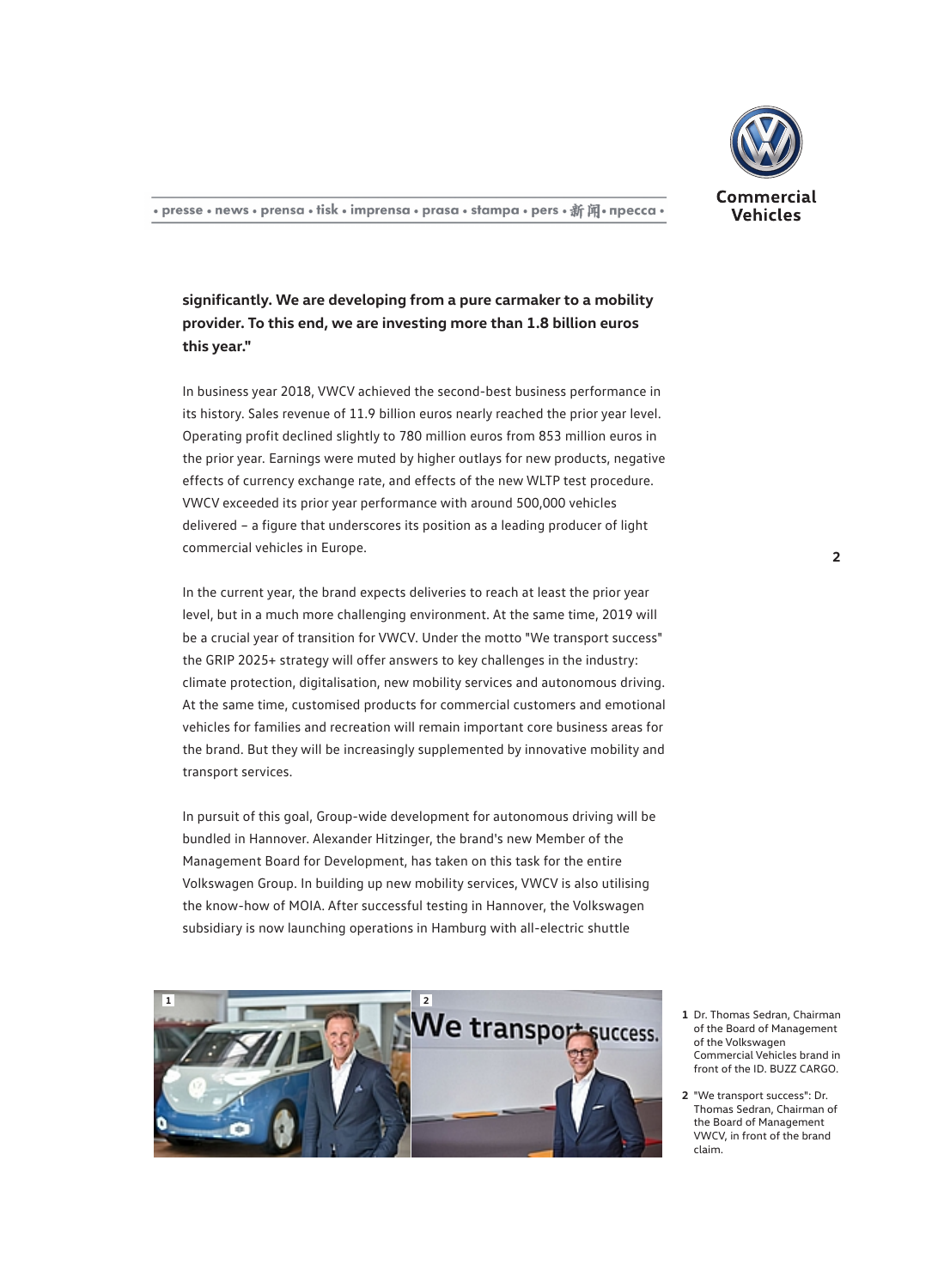**significantly. We are developing from a pure carmaker to a mobility provider. To this end, we are investing more than 1.8 billion euros this year."**

In business year 2018, VWCV achieved the second-best business performance in its history. Sales revenue of 11.9 billion euros nearly reached the prior year level. Operating profit declined slightly to 780 million euros from 853 million euros in the prior year. Earnings were muted by higher outlays for new products, negative effects of currency exchange rate, and effects of the new WLTP test procedure. VWCV exceeded its prior year performance with around 500,000 vehicles delivered – a figure that underscores its position as a leading producer of light commercial vehicles in Europe.

In the current year, the brand expects deliveries to reach at least the prior year level, but in a much more challenging environment. At the same time, 2019 will be a crucial year of transition for VWCV. Under the motto "We transport success" the GRIP 2025+ strategy will offer answers to key challenges in the industry: climate protection, digitalisation, new mobility services and autonomous driving. At the same time, customised products for commercial customers and emotional vehicles for families and recreation will remain important core business areas for the brand. But they will be increasingly supplemented by innovative mobility and transport services.

In pursuit of this goal, Group-wide development for autonomous driving will be bundled in Hannover. Alexander Hitzinger, the brand's new Member of the Management Board for Development, has taken on this task for the entire Volkswagen Group. In building up new mobility services, VWCV is also utilising the know-how of MOIA. After successful testing in Hannover, the Volkswagen subsidiary is now launching operations in Hamburg with all-electric shuttle

1 Dr. Thomas Sedran, Chairman of the Board of Management of the Volkswagen Commercial Vehicles brand in front of the ID. BUZZ CARGO.

2 "We transport success": Dr. Thomas Sedran, Chairman of the Board of Management VWCV, in front of the brand claim.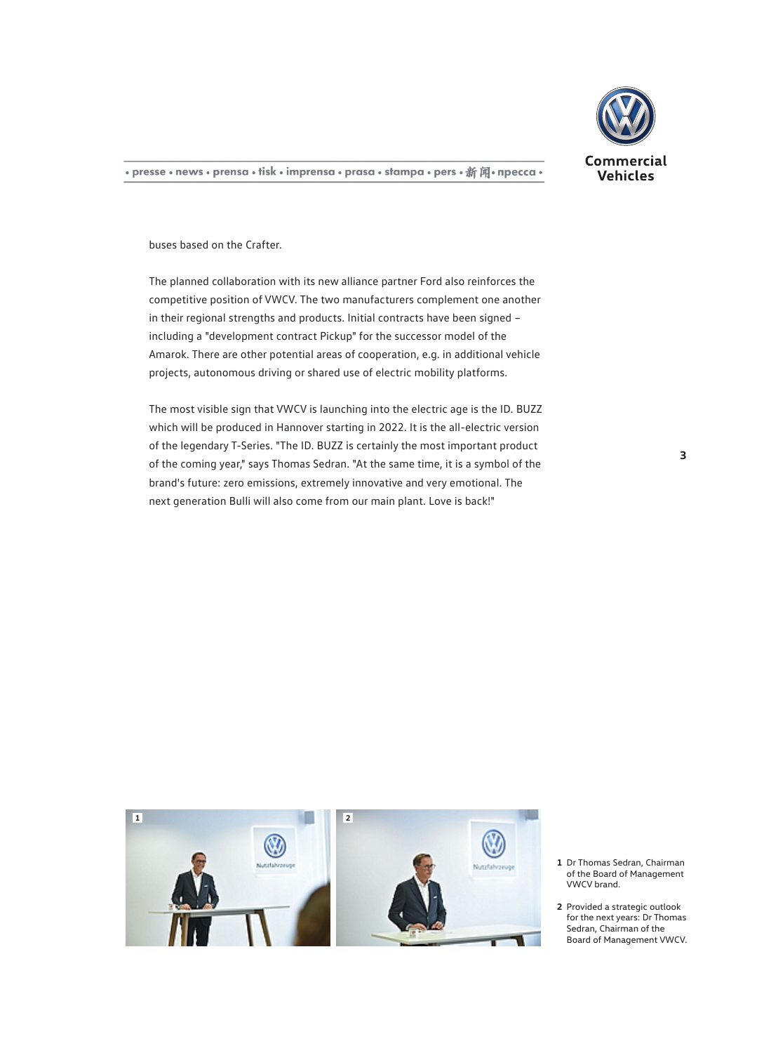buses based on the Crafter.

The planned collaboration with its new alliance partner Ford also reinforces the competitive position of VWCV. The two manufacturers complement one another in their regional strengths and products. Initial contracts have been signed – including a "development contract Pickup" for the successor model of the Amarok. There are other potential areas of cooperation, e.g. in additional vehicle projects, autonomous driving or shared use of electric mobility platforms.

The most visible sign that VWCV is launching into the electric age is the ID. BUZZ which will be produced in Hannover starting in 2022. It is the all-electric version of the legendary T-Series. "The ID. BUZZ is certainly the most important product of the coming year," says Thomas Sedran. "At the same time, it is a symbol of the brand's future: zero emissions, extremely innovative and very emotional. The next generation Bulli will also come from our main plant. Love is back!"

**1** Dr Thomas Sedran, Chairman of the Board of Management VWCV brand.

**2** Provided a strategic outlook for the next years: Dr Thomas Sedran, Chairman of the Board of Management VWCV.